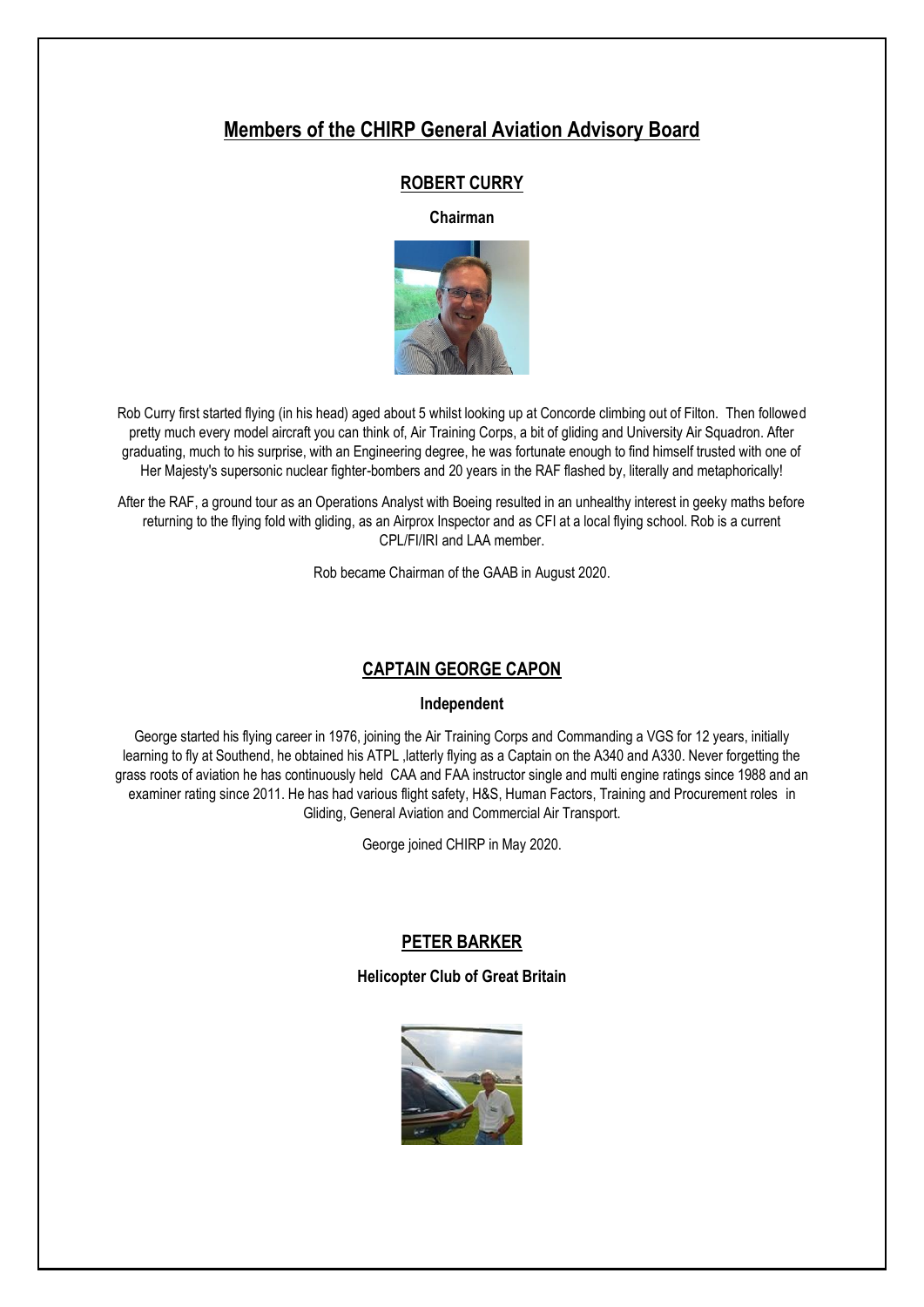# Members of the CHIRP General Aviation Advisory Board

## ROBERT CURRY

**Chairman**

Rob Curry first started flying (in his head) aged about 5 whilst looking up at Concorde climbing out of Filton. Then followed pretty much every model aircraft you can think of, Air Training Corps, a bit of gliding and University Air Squadron. After graduating, much to his surprise, with an Engineering degree, he was fortunate enough to find himself trusted with one of Her Majesty's supersonic nuclear fighter-bombers and 20 years in the RAF flashed by, literally and metaphorically!

After the RAF, a ground tour as an Operations Analyst with Boeing resulted in an unhealthy interest in geeky maths before returning to the flying fold with gliding, as an Airprox Inspector and as CFI at a local flying school. Rob is a current CPL/FI/IRI and LAA member.

Rob became Chairman of the GAAB in August 2020.

## CAPTAIN GEORGE CAPON

**Independent**

George started his flying career in 1976, joining the Air Training Corps and Commanding a VGS for 12 years, initially learning to fly at Southend, he obtained his ATPL ,latterly flying as a Captain on the A340 and A330. Never forgetting the grass roots of aviation he has continuously held CAA and FAA instructor single and multi engine ratings since 1988 and an examiner rating since 2011. He has had various flight safety, H&S, Human Factors, Training and Procurement roles in Gliding, General Aviation and Commercial Air Transport.

George joined CHIRP in May 2020.

## PETER BARKER

**Helicopter Club of Great Britain**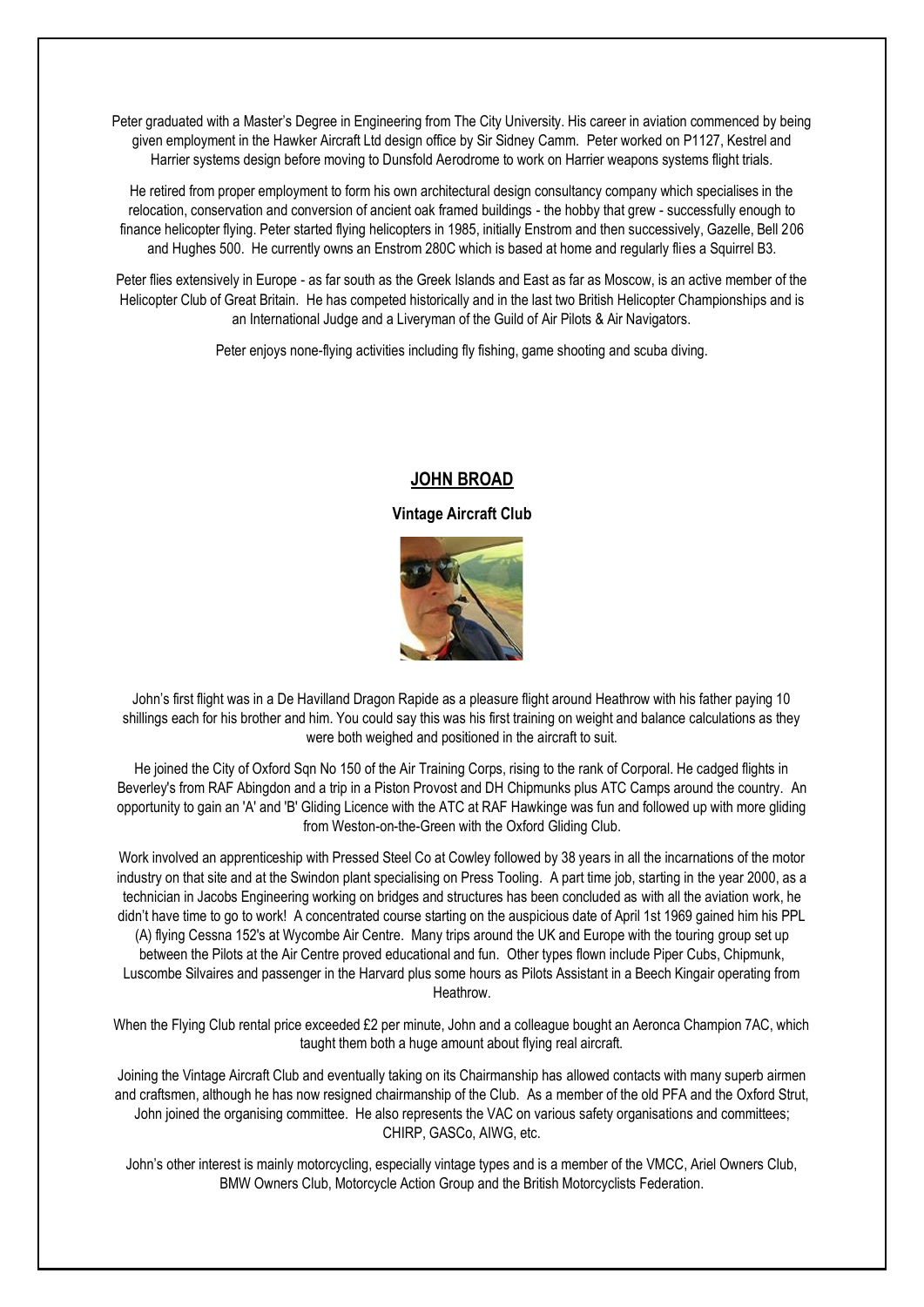Peter graduated with a Master's Degree in Engineering from The City University. His career in aviation commenced by being given employment in the Hawker Aircraft Ltd design office by Sir Sidney Camm. Peter worked on P1127, Kestrel and Harrier systems design before moving to Dunsfold Aerodrome to work on Harrier weapons systems flight trials.

He retired from proper employment to form his own architectural design consultancy company which specialises in the relocation, conservation and conversion of ancient oak framed buildings - the hobby that grew - successfully enough to finance helicopter flying. Peter started flying helicopters in 1985, initially Enstrom and then successively, Gazelle, Bell 206 and Hughes 500. He currently owns an Enstrom 280C which is based at home and regularly flies a Squirrel B3.

Peter flies extensively in Europe - as far south as the Greek Islands and East as far as Moscow, is an active member of the Helicopter Club of Great Britain. He has competed historically and in the last two British Helicopter Championships and is an International Judge and a Liveryman of the Guild of Air Pilots & Air Navigators.

Peter enjoys none-flying activities including fly fishing, game shooting and scuba diving.

## JOHN BROAD

**Vintage Aircraft Club**

John's first flight was in a De Havilland Dragon Rapide as a pleasure flight around Heathrow with his father paying 10 shillings each for his brother and him. You could say this was his first training on weight and balance calculations as they were both weighed and positioned in the aircraft to suit.

He joined the City of Oxford Sqn No 150 of the Air Training Corps, rising to the rank of Corporal. He cadged flights in Beverley's from RAF Abingdon and a trip in a Piston Provost and DH Chipmunks plus ATC Camps around the country. An opportunity to gain an 'A' and 'B' Gliding Licence with the ATC at RAF Hawkinge was fun and followed up with more gliding from Weston-on-the-Green with the Oxford Gliding Club.

Work involved an apprenticeship with Pressed Steel Co at Cowley followed by 38 years in all the incarnations of the motor industry on that site and at the Swindon plant specialising on Press Tooling. A part time job, starting in the year 2000, as a technician in Jacobs Engineering working on bridges and structures has been concluded as with all the aviation work, he didn't have time to go to work! A concentrated course starting on the auspicious date of April 1st 1969 gained him his PPL (A) flying Cessna 152's at Wycombe Air Centre. Many trips around the UK and Europe with the touring group set up between the Pilots at the Air Centre proved educational and fun. Other types flown include Piper Cubs, Chipmunk, Luscombe Silvaires and passenger in the Harvard plus some hours as Pilots Assistant in a Beech Kingair operating from Heathrow.

When the Flying Club rental price exceeded £2 per minute, John and a colleague bought an Aeronca Champion 7AC, which taught them both a huge amount about flying real aircraft.

Joining the Vintage Aircraft Club and eventually taking on its Chairmanship has allowed contacts with many superb airmen and craftsmen, although he has now resigned chairmanship of the Club. As a member of the old PFA and the Oxford Strut, John joined the organising committee. He also represents the VAC on various safety organisations and committees; CHIRP, GASCo, AIWG, etc.

John's other interest is mainly motorcycling, especially vintage types and is a member of the VMCC, Ariel Owners Club, BMW Owners Club, Motorcycle Action Group and the British Motorcyclists Federation.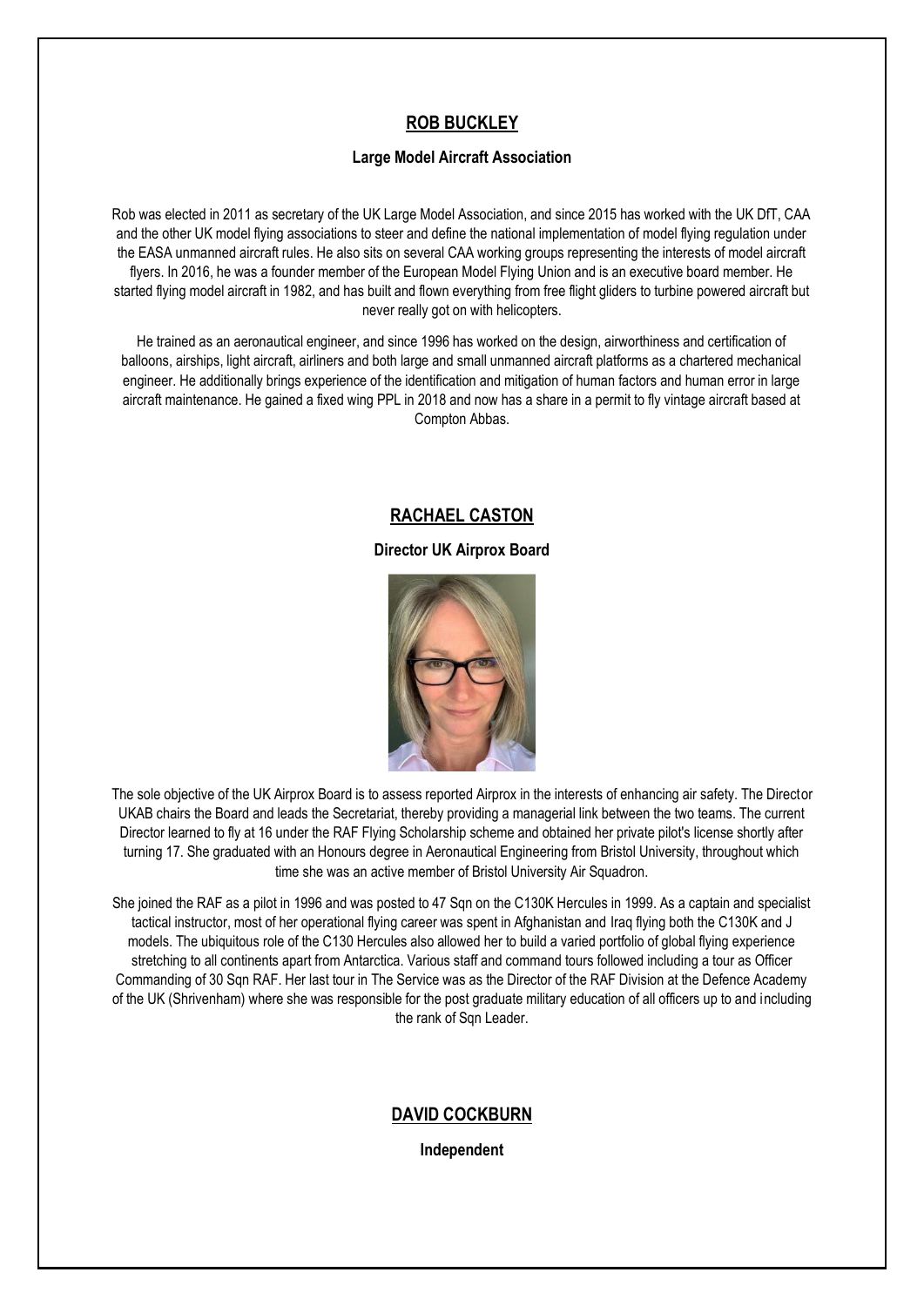## ROB BUCKLEY

**Large Model Aircraft Association**

Rob was elected in 2011 as secretary of the UK Large Model Association, and since 2015 has worked with the UK DfT, CAA and the other UK model flying associations to steer and define the national implementation of model flying regulation under the EASA unmanned aircraft rules. He also sits on several CAA working groups representing the interests of model aircraft flyers. In 2016, he was a founder member of the European Model Flying Union and is an executive board member. He started flying model aircraft in 1982, and has built and flown everything from free flight gliders to turbine powered aircraft but never really got on with helicopters.

He trained as an aeronautical engineer, and since 1996 has worked on the design, airworthiness and certification of balloons, airships, light aircraft, airliners and both large and small unmanned aircraft platforms as a chartered mechanical engineer. He additionally brings experience of the identification and mitigation of human factors and human error in large aircraft maintenance. He gained a fixed wing PPL in 2018 and now has a share in a permit to fly vintage aircraft based at Compton Abbas.

## RACHAEL CASTON

**Director UK Airprox Board**

The sole objective of the UK Airprox Board is to assess reported Airprox in the interests of enhancing air safety. The Director UKAB chairs the Board and leads the Secretariat, thereby providing a managerial link between the two teams. The current Director learned to fly at 16 under the RAF Flying Scholarship scheme and obtained her private pilot's license shortly after turning 17. She graduated with an Honours degree in Aeronautical Engineering from Bristol University, throughout which time she was an active member of Bristol University Air Squadron.

She joined the RAF as a pilot in 1996 and was posted to 47 Sqn on the C130K Hercules in 1999. As a captain and specialist tactical instructor, most of her operational flying career was spent in Afghanistan and Iraq flying both the C130K and J models. The ubiquitous role of the C130 Hercules also allowed her to build a varied portfolio of global flying experience stretching to all continents apart from Antarctica. Various staff and command tours followed including a tour as Officer Commanding of 30 Sqn RAF. Her last tour in The Service was as the Director of the RAF Division at the Defence Academy of the UK (Shrivenham) where she was responsible for the post graduate military education of all officers up to and including the rank of Sqn Leader.

## DAVID COCKBURN

**Independent**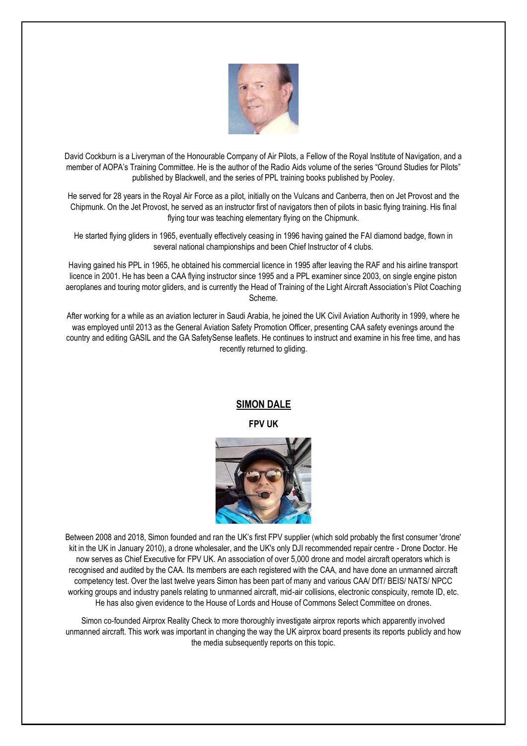David Cockburn is a Liveryman of the Honourable Company of Air Pilots, a Fellow of the Royal Institute of Navigation, and a member of AOPA's Training Committee. He is the author of the Radio Aids volume of the series "Ground Studies for Pilots" published by Blackwell, and the series of PPL training books published by Pooley.

He served for 28 years in the Royal Air Force as a pilot, initially on the Vulcans and Canberra, then on Jet Provost and the Chipmunk. On the Jet Provost, he served as an instructor first of navigators then of pilots in basic flying training. His final flying tour was teaching elementary flying on the Chipmunk.

He started flying gliders in 1965, eventually effectively ceasing in 1996 having gained the FAI diamond badge, flown in several national championships and been Chief Instructor of 4 clubs.

Having gained his PPL in 1965, he obtained his commercial licence in 1995 after leaving the RAF and his airline transport licence in 2001. He has been a CAA flying instructor since 1995 and a PPL examiner since 2003, on single engine piston aeroplanes and touring motor gliders, and is currently the Head of Training of the Light Aircraft Association's Pilot Coaching Scheme.

After working for a while as an aviation lecturer in Saudi Arabia, he joined the UK Civil Aviation Authority in 1999, where he was employed until 2013 as the General Aviation Safety Promotion Officer, presenting CAA safety evenings around the country and editing GASIL and the GA SafetySense leaflets. He continues to instruct and examine in his free time, and has recently returned to gliding.

## SIMON DALE

**FPV UK**

Between 2008 and 2018, Simon founded and ran the UK's first FPV supplier (which sold probably the first consumer 'drone' kit in the UK in January 2010), a drone wholesaler, and the UK's only DJI recommended repair centre - Drone Doctor. He now serves as Chief Executive for FPV UK. An association of over 5,000 drone and model aircraft operators which is recognised and audited by the CAA. Its members are each registered with the CAA, and have done an unmanned aircraft competency test. Over the last twelve years Simon has been part of many and various CAA/ DfT/ BEIS/ NATS/ NPCC working groups and industry panels relating to unmanned aircraft, mid-air collisions, electronic conspicuity, remote ID, etc. He has also given evidence to the House of Lords and House of Commons Select Committee on drones.

Simon co-founded Airprox Reality Check to more thoroughly investigate airprox reports which apparently involved unmanned aircraft. This work was important in changing the way the UK airprox board presents its reports publicly and how the media subsequently reports on this topic.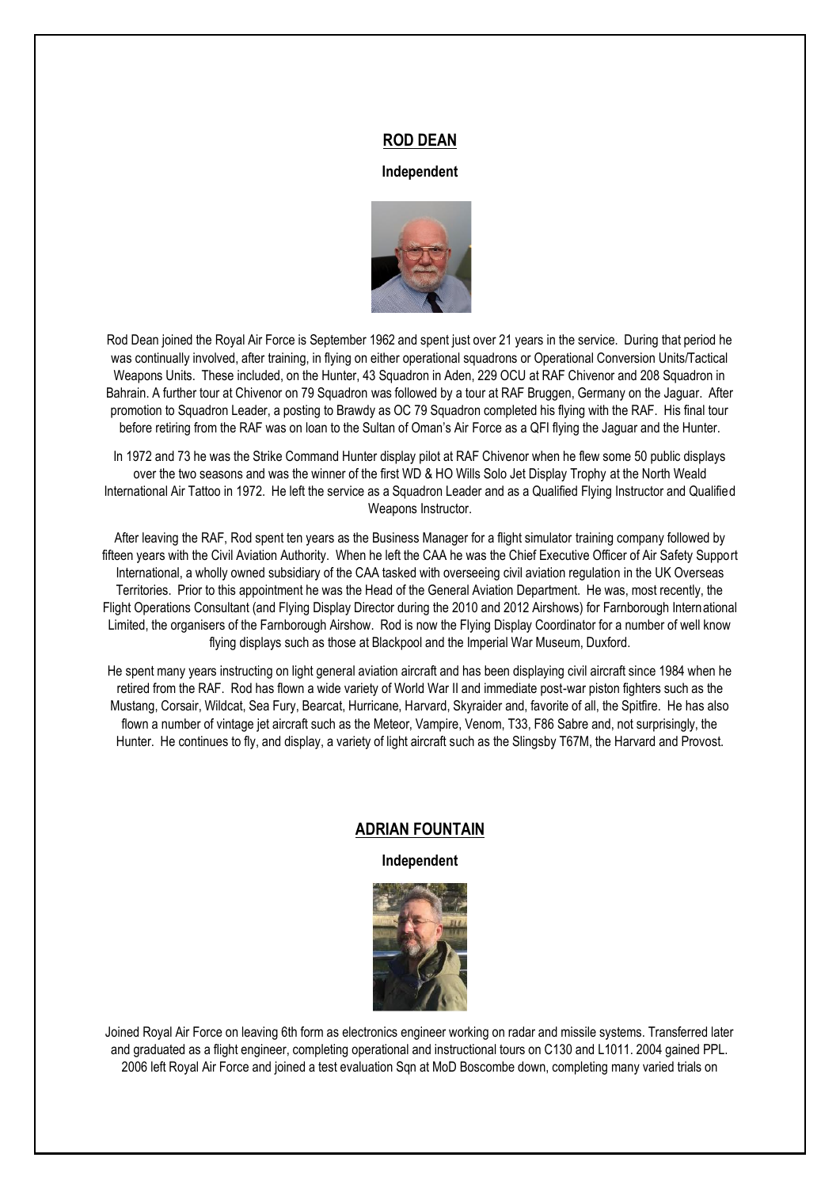## ROD DEAN

**Independent**

Rod Dean joined the Royal Air Force is September 1962 and spent just over 21 years in the service. During that period he was continually involved, after training, in flying on either operational squadrons or Operational Conversion Units/Tactical Weapons Units. These included, on the Hunter, 43 Squadron in Aden, 229 OCU at RAF Chivenor and 208 Squadron in Bahrain. A further tour at Chivenor on 79 Squadron was followed by a tour at RAF Bruggen, Germany on the Jaguar. After promotion to Squadron Leader, a posting to Brawdy as OC 79 Squadron completed his flying with the RAF. His final tour before retiring from the RAF was on loan to the Sultan of Oman's Air Force as a QFI flying the Jaguar and the Hunter.

In 1972 and 73 he was the Strike Command Hunter display pilot at RAF Chivenor when he flew some 50 public displays over the two seasons and was the winner of the first WD & HO Wills Solo Jet Display Trophy at the North Weald International Air Tattoo in 1972. He left the service as a Squadron Leader and as a Qualified Flying Instructor and Qualified Weapons Instructor.

After leaving the RAF, Rod spent ten years as the Business Manager for a flight simulator training company followed by fifteen years with the Civil Aviation Authority. When he left the CAA he was the Chief Executive Officer of Air Safety Support International, a wholly owned subsidiary of the CAA tasked with overseeing civil aviation regulation in the UK Overseas Territories. Prior to this appointment he was the Head of the General Aviation Department. He was, most recently, the Flight Operations Consultant (and Flying Display Director during the 2010 and 2012 Airshows) for Farnborough International Limited, the organisers of the Farnborough Airshow. Rod is now the Flying Display Coordinator for a number of well know flying displays such as those at Blackpool and the Imperial War Museum, Duxford.

He spent many years instructing on light general aviation aircraft and has been displaying civil aircraft since 1984 when he retired from the RAF. Rod has flown a wide variety of World War II and immediate post-war piston fighters such as the Mustang, Corsair, Wildcat, Sea Fury, Bearcat, Hurricane, Harvard, Skyraider and, favorite of all, the Spitfire. He has also flown a number of vintage jet aircraft such as the Meteor, Vampire, Venom, T33, F86 Sabre and, not surprisingly, the Hunter. He continues to fly, and display, a variety of light aircraft such as the Slingsby T67M, the Harvard and Provost.

## ADRIAN FOUNTAIN

**Independent**

Joined Royal Air Force on leaving 6th form as electronics engineer working on radar and missile systems. Transferred later and graduated as a flight engineer, completing operational and instructional tours on C130 and L1011. 2004 gained PPL. 2006 left Royal Air Force and joined a test evaluation Sqn at MoD Boscombe down, completing many varied trials on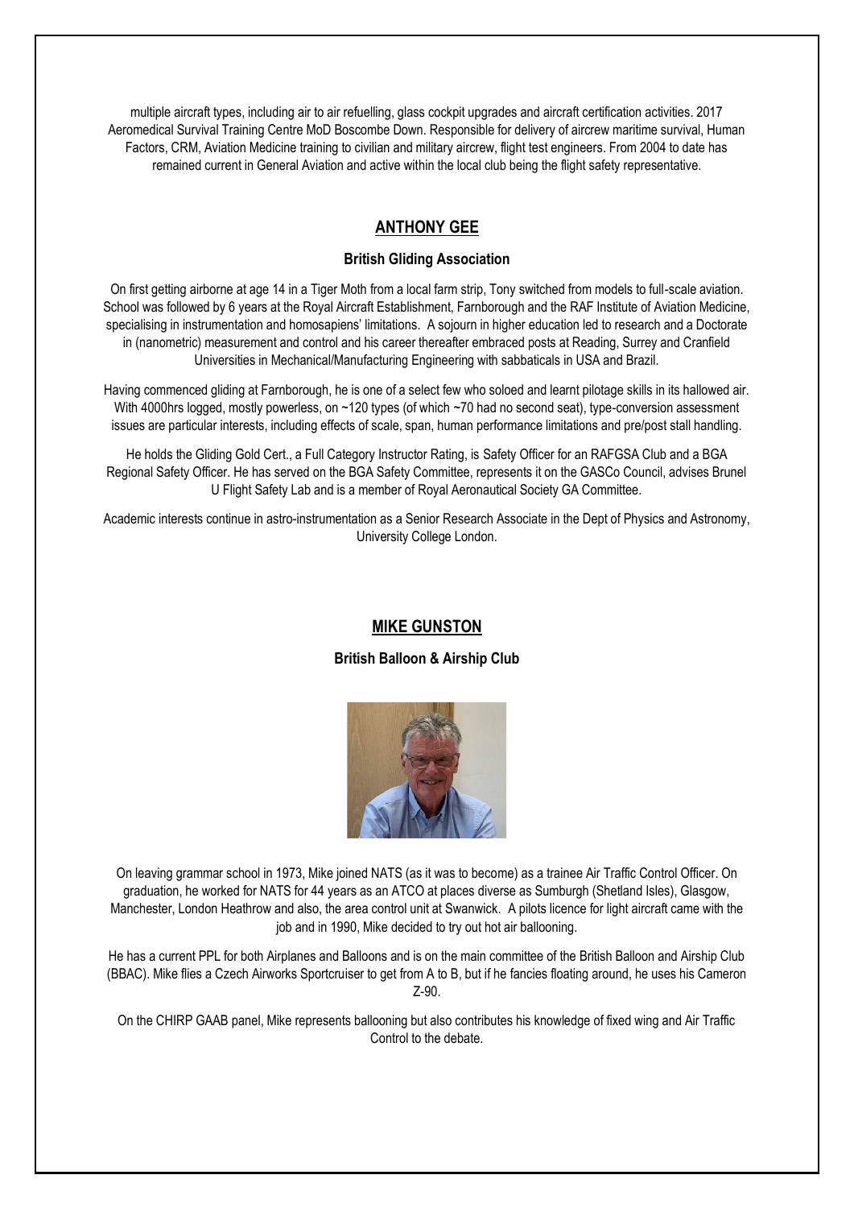multiple aircraft types, including air to air refuelling, glass cockpit upgrades and aircraft certification activities. 2017 Aeromedical Survival Training Centre MoD Boscombe Down. Responsible for delivery of aircrew maritime survival, Human Factors, CRM, Aviation Medicine training to civilian and military aircrew, flight test engineers. From 2004 to date has remained current in General Aviation and active within the local club being the flight safety representative.

## ANTHONY GEE

**British Gliding Association**

On first getting airborne at age 14 in a Tiger Moth from a local farm strip, Tony switched from models to full-scale aviation. School was followed by 6 years at the Royal Aircraft Establishment, Farnborough and the RAF Institute of Aviation Medicine, specialising in instrumentation and homosapiens' limitations. A sojourn in higher education led to research and a Doctorate in (nanometric) measurement and control and his career thereafter embraced posts at Reading, Surrey and Cranfield Universities in Mechanical/Manufacturing Engineering with sabbaticals in USA and Brazil.

Having commenced gliding at Farnborough, he is one of a select few who soloed and learnt pilotage skills in its hallowed air. With 4000hrs logged, mostly powerless, on ~120 types (of which ~70 had no second seat), type-conversion assessment issues are particular interests, including effects of scale, span, human performance limitations and pre/post stall handling.

He holds the Gliding Gold Cert., a Full Category Instructor Rating, is Safety Officer for an RAFGSA Club and a BGA Regional Safety Officer. He has served on the BGA Safety Committee, represents it on the GASCo Council, advises Brunel U Flight Safety Lab and is a member of Royal Aeronautical Society GA Committee.

Academic interests continue in astro-instrumentation as a Senior Research Associate in the Dept of Physics and Astronomy, University College London.

## MIKE GUNSTON

**British Balloon & Airship Club**

On leaving grammar school in 1973, Mike joined NATS (as it was to become) as a trainee Air Traffic Control Officer. On graduation, he worked for NATS for 44 years as an ATCO at places diverse as Sumburgh (Shetland Isles), Glasgow, Manchester, London Heathrow and also, the area control unit at Swanwick. A pilots licence for light aircraft came with the job and in 1990, Mike decided to try out hot air ballooning.

He has a current PPL for both Airplanes and Balloons and is on the main committee of the British Balloon and Airship Club (BBAC). Mike flies a Czech Airworks Sportcruiser to get from A to B, but if he fancies floating around, he uses his Cameron Z-90.

On the CHIRP GAAB panel, Mike represents ballooning but also contributes his knowledge of fixed wing and Air Traffic Control to the debate.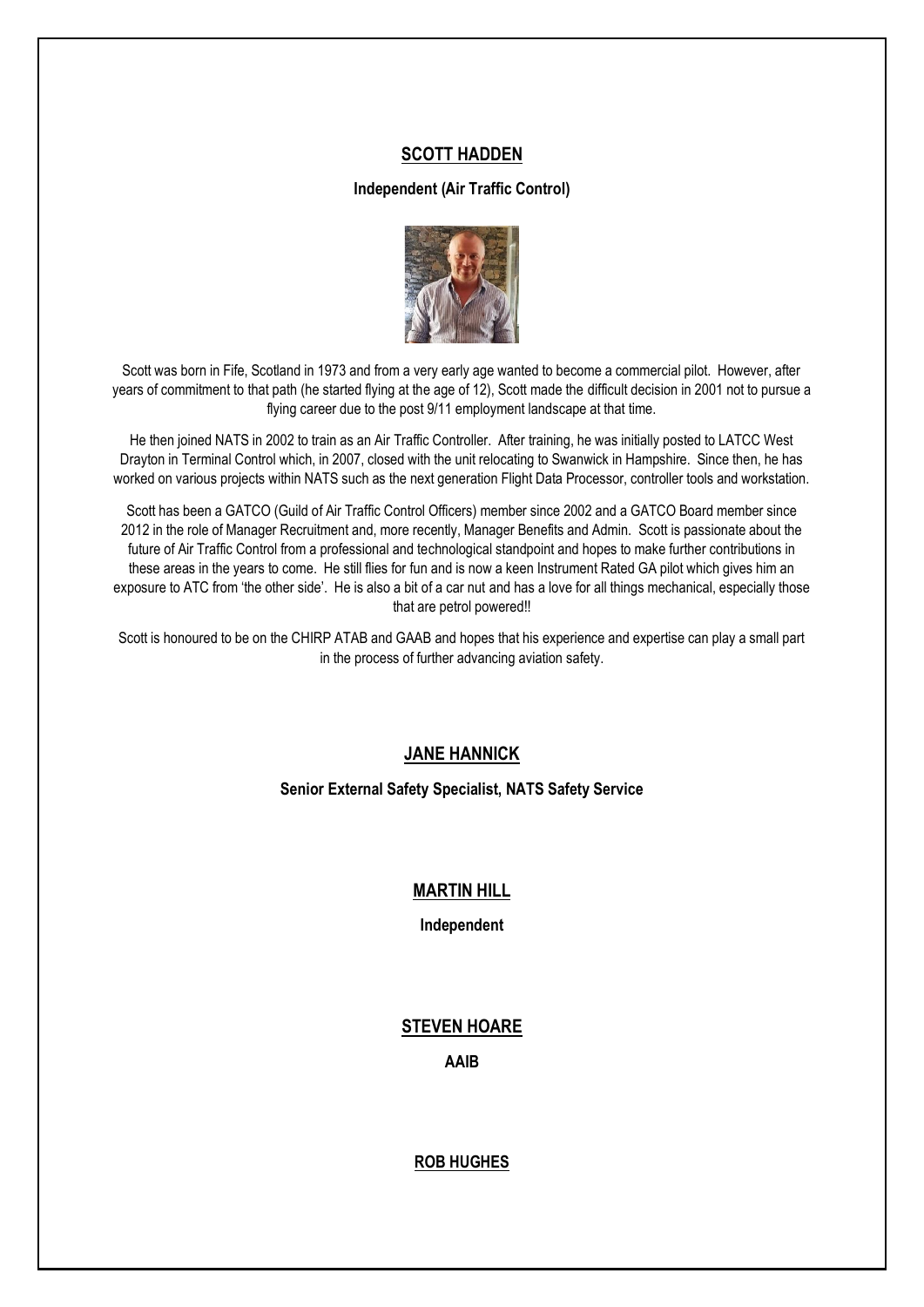## SCOTT HADDEN

**Independent (Air Traffic Control)**

Scott was born in Fife, Scotland in 1973 and from a very early age wanted to become a commercial pilot. However, after years of commitment to that path (he started flying at the age of 12), Scott made the difficult decision in 2001 not to pursue a flying career due to the post 9/11 employment landscape at that time.

He then joined NATS in 2002 to train as an Air Traffic Controller. After training, he was initially posted to LATCC West Drayton in Terminal Control which, in 2007, closed with the unit relocating to Swanwick in Hampshire. Since then, he has worked on various projects within NATS such as the next generation Flight Data Processor, controller tools and workstation.

Scott has been a GATCO (Guild of Air Traffic Control Officers) member since 2002 and a GATCO Board member since 2012 in the role of Manager Recruitment and, more recently, Manager Benefits and Admin. Scott is passionate about the future of Air Traffic Control from a professional and technological standpoint and hopes to make further contributions in these areas in the years to come. He still flies for fun and is now a keen Instrument Rated GA pilot which gives him an exposure to ATC from 'the other side'. He is also a bit of a car nut and has a love for all things mechanical, especially those that are petrol powered!!

Scott is honoured to be on the CHIRP ATAB and GAAB and hopes that his experience and expertise can play a small part in the process of further advancing aviation safety.

## JANE HANNICK

**Senior External Safety Specialist, NATS Safety Service**

## MARTIN HILL

**Independent**

## STEVEN HOARE

**AAIB**

## ROB HUGHES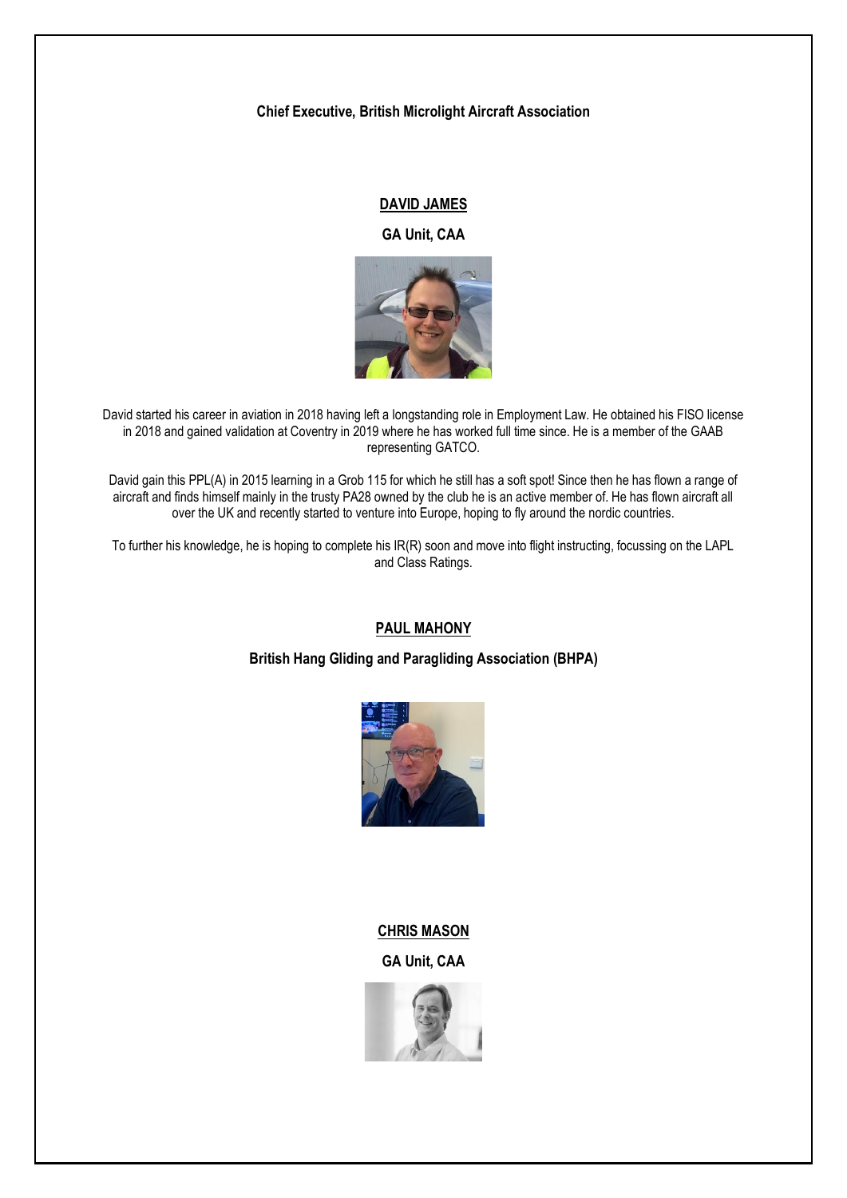**Chief Executive, British Microlight Aircraft Association**

**DAVID JAMES**

**GA Unit, CAA**

David started his career in aviation in 2018 having left a longstanding role in Employment Law. He obtained his FISO license in 2018 and gained validation at Coventry in 2019 where he has worked full time since. He is a member of the GAAB representing GATCO.

David gain this PPL(A) in 2015 learning in a Grob 115 for which he still has a soft spot! Since then he has flown a range of aircraft and finds himself mainly in the trusty PA28 owned by the club he is an active member of. He has flown aircraft all over the UK and recently started to venture into Europe, hoping to fly around the nordic countries.

To further his knowledge, he is hoping to complete his IR(R) soon and move into flight instructing, focussing on the LAPL and Class Ratings.

**PAUL MAHONY**

**British Hang Gliding and Paragliding Association (BHPA)**

**CHRIS MASON**

**GA Unit, CAA**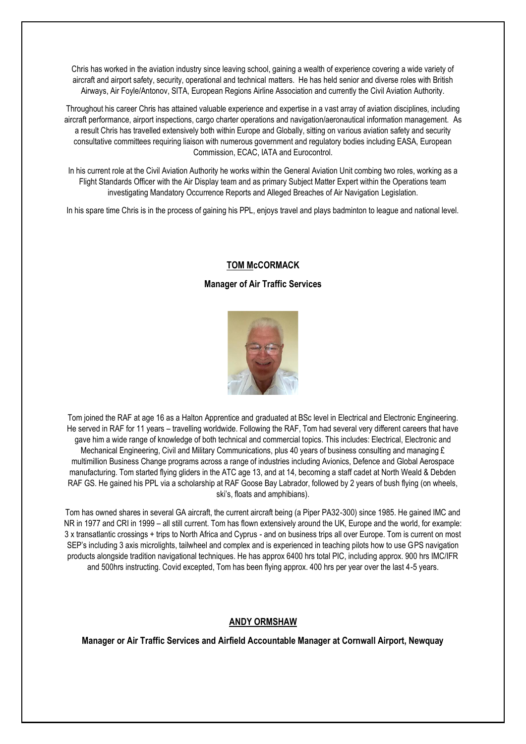Chris has worked in the aviation industry since leaving school, gaining a wealth of experience covering a wide variety of aircraft and airport safety, security, operational and technical matters. He has held senior and diverse roles with British Airways, Air Foyle/Antonov, SITA, European Regions Airline Association and currently the Civil Aviation Authority.

Throughout his career Chris has attained valuable experience and expertise in a vast array of aviation disciplines, including aircraft performance, airport inspections, cargo charter operations and navigation/aeronautical information management. As a result Chris has travelled extensively both within Europe and Globally, sitting on various aviation safety and security consultative committees requiring liaison with numerous government and regulatory bodies including EASA, European Commission, ECAC, IATA and Eurocontrol.

In his current role at the Civil Aviation Authority he works within the General Aviation Unit combing two roles, working as a Flight Standards Officer with the Air Display team and as primary Subject Matter Expert within the Operations team investigating Mandatory Occurrence Reports and Alleged Breaches of Air Navigation Legislation.

In his spare time Chris is in the process of gaining his PPL, enjoys travel and plays badminton to league and national level.

## TOM McCORMACK

**Manager of Air Traffic Services**

Tom joined the RAF at age 16 as a Halton Apprentice and graduated at BSc level in Electrical and Electronic Engineering. He served in RAF for 11 years – travelling worldwide. Following the RAF, Tom had several very different careers that have gave him a wide range of knowledge of both technical and commercial topics. This includes: Electrical, Electronic and Mechanical Engineering, Civil and Military Communications, plus 40 years of business consulting and managing £ multimillion Business Change programs across a range of industries including Avionics, Defence and Global Aerospace manufacturing. Tom started flying gliders in the ATC age 13, and at 14, becoming a staff cadet at North Weald & Debden RAF GS. He gained his PPL via a scholarship at RAF Goose Bay Labrador, followed by 2 years of bush flying (on wheels, ski's, floats and amphibians).

Tom has owned shares in several GA aircraft, the current aircraft being (a Piper PA32-300) since 1985. He gained IMC and NR in 1977 and CRI in 1999 – all still current. Tom has flown extensively around the UK, Europe and the world, for example: 3 x transatlantic crossings + trips to North Africa and Cyprus - and on business trips all over Europe. Tom is current on most SEP's including 3 axis microlights, tailwheel and complex and is experienced in teaching pilots how to use GPS navigation products alongside tradition navigational techniques. He has approx 6400 hrs total PIC, including approx. 900 hrs IMC/IFR and 500hrs instructing. Covid excepted, Tom has been flying approx. 400 hrs per year over the last 4-5 years.

## ANDY ORMSHAW

**Manager or Air Traffic Services and Airfield Accountable Manager at Cornwall Airport, Newquay**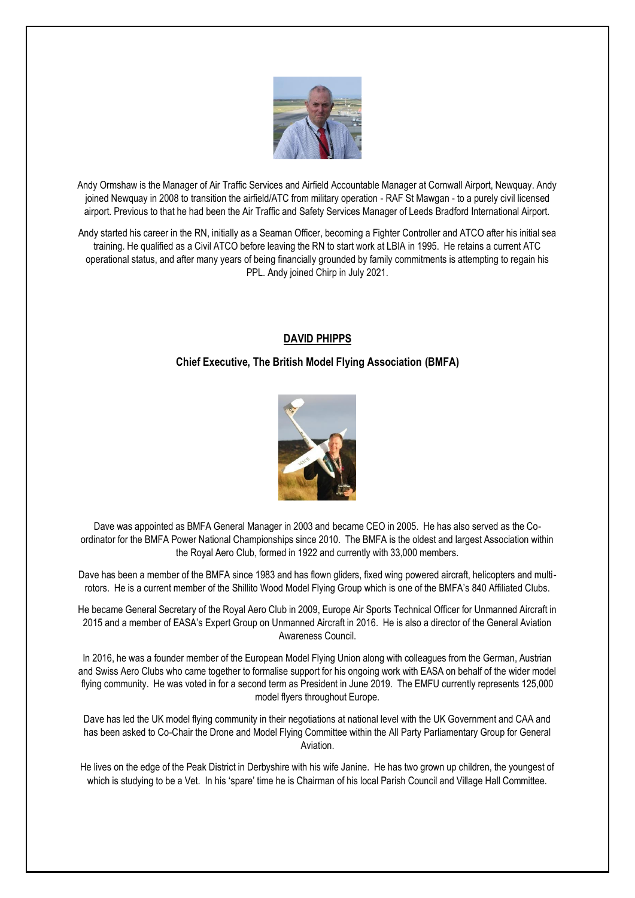Andy Ormshaw is the Manager of Air Traffic Services and Airfield Accountable Manager at Cornwall Airport, Newquay. Andy joined Newquay in 2008 to transition the airfield/ATC from military operation - RAF St Mawgan - to a purely civil licensed airport. Previous to that he had been the Air Traffic and Safety Services Manager of Leeds Bradford International Airport.

Andy started his career in the RN, initially as a Seaman Officer, becoming a Fighter Controller and ATCO after his initial sea training. He qualified as a Civil ATCO before leaving the RN to start work at LBIA in 1995. He retains a current ATC operational status, and after many years of being financially grounded by family commitments is attempting to regain his PPL. Andy joined Chirp in July 2021.

## DAVID PHIPPS

### Chief Executive, The British Model Flying Association (BMFA)

Dave was appointed as BMFA General Manager in 2003 and became CEO in 2005. He has also served as the Co-ordinator for the BMFA Power National Championships since 2010. The BMFA is the oldest and largest Association within the Royal Aero Club, formed in 1922 and currently with 33,000 members.

Dave has been a member of the BMFA since 1983 and has flown gliders, fixed wing powered aircraft, helicopters and multi-rotors. He is a current member of the Shillito Wood Model Flying Group which is one of the BMFA's 840 Affiliated Clubs.

He became General Secretary of the Royal Aero Club in 2009, Europe Air Sports Technical Officer for Unmanned Aircraft in 2015 and a member of EASA's Expert Group on Unmanned Aircraft in 2016. He is also a director of the General Aviation Awareness Council.

In 2016, he was a founder member of the European Model Flying Union along with colleagues from the German, Austrian and Swiss Aero Clubs who came together to formalise support for his ongoing work with EASA on behalf of the wider model flying community. He was voted in for a second term as President in June 2019. The EMFU currently represents 125,000 model flyers throughout Europe.

Dave has led the UK model flying community in their negotiations at national level with the UK Government and CAA and has been asked to Co-Chair the Drone and Model Flying Committee within the All Party Parliamentary Group for General Aviation.

He lives on the edge of the Peak District in Derbyshire with his wife Janine. He has two grown up children, the youngest of which is studying to be a Vet. In his 'spare' time he is Chairman of his local Parish Council and Village Hall Committee.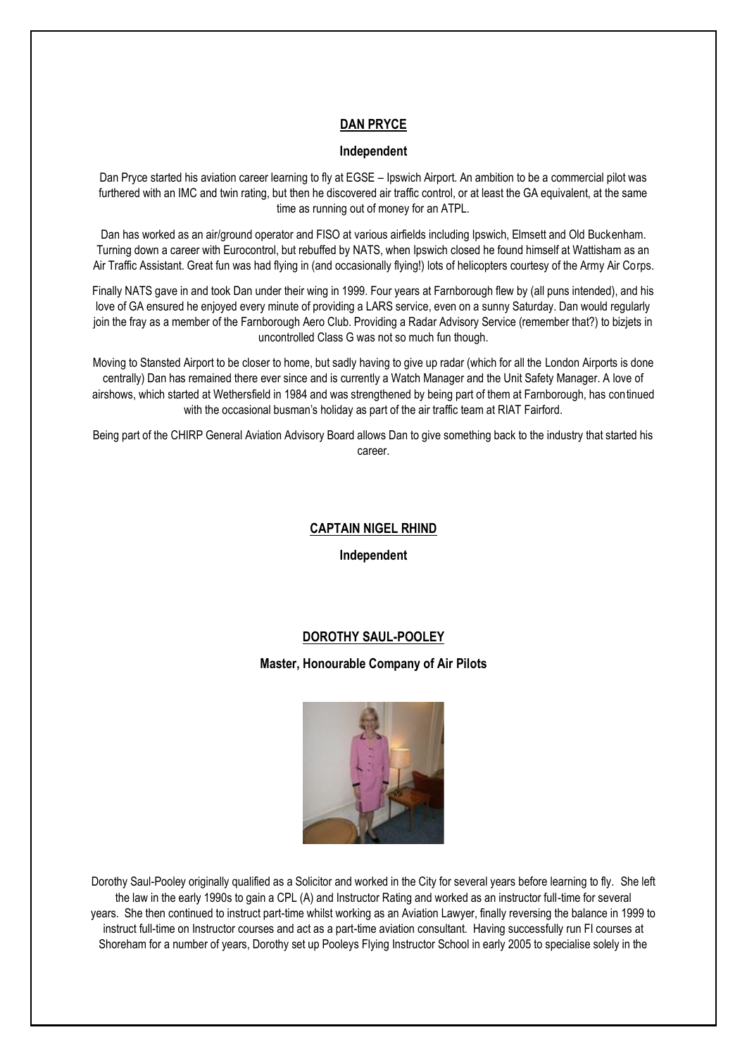## DAN PRYCE

**Independent**

Dan Pryce started his aviation career learning to fly at EGSE – Ipswich Airport. An ambition to be a commercial pilot was furthered with an IMC and twin rating, but then he discovered air traffic control, or at least the GA equivalent, at the same time as running out of money for an ATPL.

Dan has worked as an air/ground operator and FISO at various airfields including Ipswich, Elmsett and Old Buckenham. Turning down a career with Eurocontrol, but rebuffed by NATS, when Ipswich closed he found himself at Wattisham as an Air Traffic Assistant. Great fun was had flying in (and occasionally flying!) lots of helicopters courtesy of the Army Air Corps.

Finally NATS gave in and took Dan under their wing in 1999. Four years at Farnborough flew by (all puns intended), and his love of GA ensured he enjoyed every minute of providing a LARS service, even on a sunny Saturday. Dan would regularly join the fray as a member of the Farnborough Aero Club. Providing a Radar Advisory Service (remember that?) to bizjets in uncontrolled Class G was not so much fun though.

Moving to Stansted Airport to be closer to home, but sadly having to give up radar (which for all the London Airports is done centrally) Dan has remained there ever since and is currently a Watch Manager and the Unit Safety Manager. A love of airshows, which started at Wethersfield in 1984 and was strengthened by being part of them at Farnborough, has continued with the occasional busman's holiday as part of the air traffic team at RIAT Fairford.

Being part of the CHIRP General Aviation Advisory Board allows Dan to give something back to the industry that started his career.

## CAPTAIN NIGEL RHIND

**Independent**

## DOROTHY SAUL-POOLEY

**Master, Honourable Company of Air Pilots**

Dorothy Saul-Pooley originally qualified as a Solicitor and worked in the City for several years before learning to fly. She left the law in the early 1990s to gain a CPL (A) and Instructor Rating and worked as an instructor full-time for several years. She then continued to instruct part-time whilst working as an Aviation Lawyer, finally reversing the balance in 1999 to instruct full-time on Instructor courses and act as a part-time aviation consultant. Having successfully run FI courses at Shoreham for a number of years, Dorothy set up Pooleys Flying Instructor School in early 2005 to specialise solely in the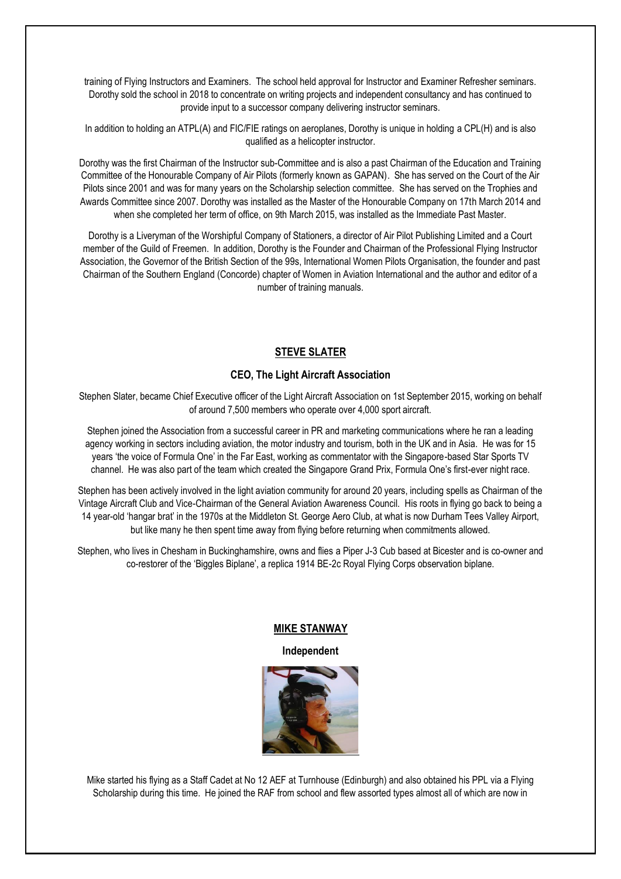training of Flying Instructors and Examiners. The school held approval for Instructor and Examiner Refresher seminars. Dorothy sold the school in 2018 to concentrate on writing projects and independent consultancy and has continued to provide input to a successor company delivering instructor seminars.

In addition to holding an ATPL(A) and FIC/FIE ratings on aeroplanes, Dorothy is unique in holding a CPL(H) and is also qualified as a helicopter instructor.

Dorothy was the first Chairman of the Instructor sub-Committee and is also a past Chairman of the Education and Training Committee of the Honourable Company of Air Pilots (formerly known as GAPAN). She has served on the Court of the Air Pilots since 2001 and was for many years on the Scholarship selection committee. She has served on the Trophies and Awards Committee since 2007. Dorothy was installed as the Master of the Honourable Company on 17th March 2014 and when she completed her term of office, on 9th March 2015, was installed as the Immediate Past Master.

Dorothy is a Liveryman of the Worshipful Company of Stationers, a director of Air Pilot Publishing Limited and a Court member of the Guild of Freemen. In addition, Dorothy is the Founder and Chairman of the Professional Flying Instructor Association, the Governor of the British Section of the 99s, International Women Pilots Organisation, the founder and past Chairman of the Southern England (Concorde) chapter of Women in Aviation International and the author and editor of a number of training manuals.

## STEVE SLATER

**CEO, The Light Aircraft Association**

Stephen Slater, became Chief Executive officer of the Light Aircraft Association on 1st September 2015, working on behalf of around 7,500 members who operate over 4,000 sport aircraft.

Stephen joined the Association from a successful career in PR and marketing communications where he ran a leading agency working in sectors including aviation, the motor industry and tourism, both in the UK and in Asia. He was for 15 years 'the voice of Formula One' in the Far East, working as commentator with the Singapore-based Star Sports TV channel. He was also part of the team which created the Singapore Grand Prix, Formula One's first-ever night race.

Stephen has been actively involved in the light aviation community for around 20 years, including spells as Chairman of the Vintage Aircraft Club and Vice-Chairman of the General Aviation Awareness Council. His roots in flying go back to being a 14 year-old 'hangar brat' in the 1970s at the Middleton St. George Aero Club, at what is now Durham Tees Valley Airport, but like many he then spent time away from flying before returning when commitments allowed.

Stephen, who lives in Chesham in Buckinghamshire, owns and flies a Piper J-3 Cub based at Bicester and is co-owner and co-restorer of the 'Biggles Biplane', a replica 1914 BE-2c Royal Flying Corps observation biplane.

## MIKE STANWAY

**Independent**

Mike started his flying as a Staff Cadet at No 12 AEF at Turnhouse (Edinburgh) and also obtained his PPL via a Flying Scholarship during this time. He joined the RAF from school and flew assorted types almost all of which are now in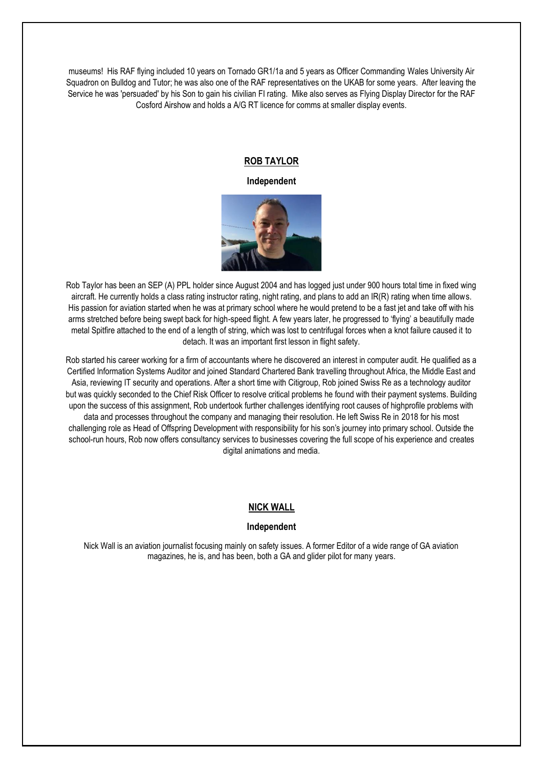museums! His RAF flying included 10 years on Tornado GR1/1a and 5 years as Officer Commanding Wales University Air Squadron on Bulldog and Tutor; he was also one of the RAF representatives on the UKAB for some years. After leaving the Service he was 'persuaded' by his Son to gain his civilian FI rating. Mike also serves as Flying Display Director for the RAF Cosford Airshow and holds a A/G RT licence for comms at smaller display events.

## ROB TAYLOR

**Independent**

Rob Taylor has been an SEP (A) PPL holder since August 2004 and has logged just under 900 hours total time in fixed wing aircraft. He currently holds a class rating instructor rating, night rating, and plans to add an IR(R) rating when time allows. His passion for aviation started when he was at primary school where he would pretend to be a fast jet and take off with his arms stretched before being swept back for high-speed flight. A few years later, he progressed to 'flying' a beautifully made metal Spitfire attached to the end of a length of string, which was lost to centrifugal forces when a knot failure caused it to detach. It was an important first lesson in flight safety.

Rob started his career working for a firm of accountants where he discovered an interest in computer audit. He qualified as a Certified Information Systems Auditor and joined Standard Chartered Bank travelling throughout Africa, the Middle East and Asia, reviewing IT security and operations. After a short time with Citigroup, Rob joined Swiss Re as a technology auditor but was quickly seconded to the Chief Risk Officer to resolve critical problems he found with their payment systems. Building upon the success of this assignment, Rob undertook further challenges identifying root causes of highprofile problems with data and processes throughout the company and managing their resolution. He left Swiss Re in 2018 for his most challenging role as Head of Offspring Development with responsibility for his son's journey into primary school. Outside the school-run hours, Rob now offers consultancy services to businesses covering the full scope of his experience and creates digital animations and media.

## NICK WALL

**Independent**

Nick Wall is an aviation journalist focusing mainly on safety issues. A former Editor of a wide range of GA aviation magazines, he is, and has been, both a GA and glider pilot for many years.